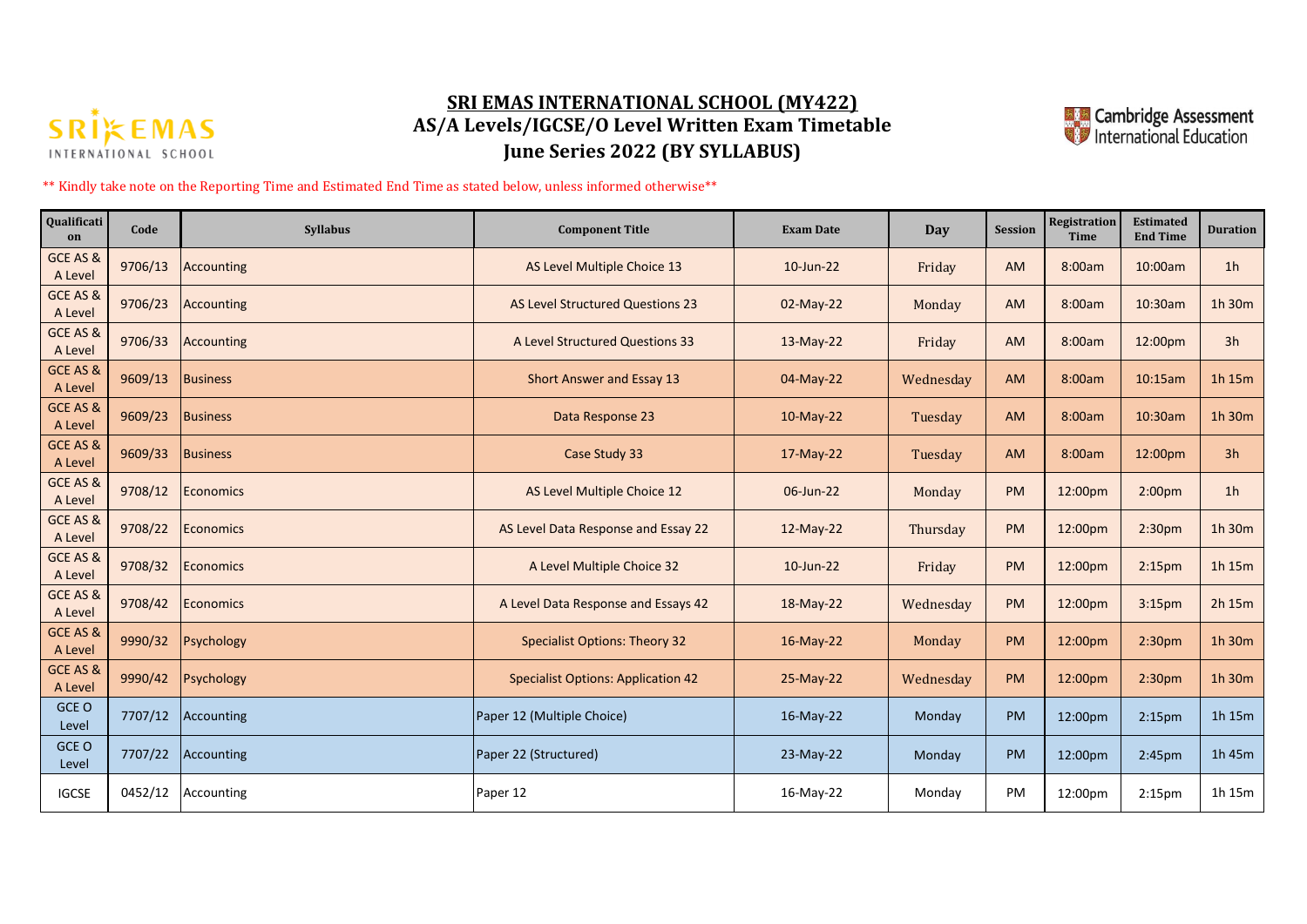# SRI EMAS INTERNATIONAL SCHOOL (MY422)
## AS/A Levels/IGCSE/O Level Written Exam Timetable
## June Series 2022 (BY SYLLABUS)

** Kindly take note on the Reporting Time and Estimated End Time as stated below, unless informed otherwise**

| Qualification | Code | Syllabus | Component Title | Exam Date | Day | Session | Registration Time | Estimated End Time | Duration |
|---|---|---|---|---|---|---|---|---|---|
| GCE AS & A Level | 9706/13 | Accounting | AS Level Multiple Choice 13 | 10-Jun-22 | Friday | AM | 8:00am | 10:00am | 1h |
| GCE AS & A Level | 9706/23 | Accounting | AS Level Structured Questions 23 | 02-May-22 | Monday | AM | 8:00am | 10:30am | 1h 30m |
| GCE AS & A Level | 9706/33 | Accounting | A Level Structured Questions 33 | 13-May-22 | Friday | AM | 8:00am | 12:00pm | 3h |
| GCE AS & A Level | 9609/13 | Business | Short Answer and Essay 13 | 04-May-22 | Wednesday | AM | 8:00am | 10:15am | 1h 15m |
| GCE AS & A Level | 9609/23 | Business | Data Response 23 | 10-May-22 | Tuesday | AM | 8:00am | 10:30am | 1h 30m |
| GCE AS & A Level | 9609/33 | Business | Case Study 33 | 17-May-22 | Tuesday | AM | 8:00am | 12:00pm | 3h |
| GCE AS & A Level | 9708/12 | Economics | AS Level Multiple Choice 12 | 06-Jun-22 | Monday | PM | 12:00pm | 2:00pm | 1h |
| GCE AS & A Level | 9708/22 | Economics | AS Level Data Response and Essay 22 | 12-May-22 | Thursday | PM | 12:00pm | 2:30pm | 1h 30m |
| GCE AS & A Level | 9708/32 | Economics | A Level Multiple Choice 32 | 10-Jun-22 | Friday | PM | 12:00pm | 2:15pm | 1h 15m |
| GCE AS & A Level | 9708/42 | Economics | A Level Data Response and Essays 42 | 18-May-22 | Wednesday | PM | 12:00pm | 3:15pm | 2h 15m |
| GCE AS & A Level | 9990/32 | Psychology | Specialist Options: Theory 32 | 16-May-22 | Monday | PM | 12:00pm | 2:30pm | 1h 30m |
| GCE AS & A Level | 9990/42 | Psychology | Specialist Options: Application 42 | 25-May-22 | Wednesday | PM | 12:00pm | 2:30pm | 1h 30m |
| GCE O Level | 7707/12 | Accounting | Paper 12 (Multiple Choice) | 16-May-22 | Monday | PM | 12:00pm | 2:15pm | 1h 15m |
| GCE O Level | 7707/22 | Accounting | Paper 22 (Structured) | 23-May-22 | Monday | PM | 12:00pm | 2:45pm | 1h 45m |
| IGCSE | 0452/12 | Accounting | Paper 12 | 16-May-22 | Monday | PM | 12:00pm | 2:15pm | 1h 15m |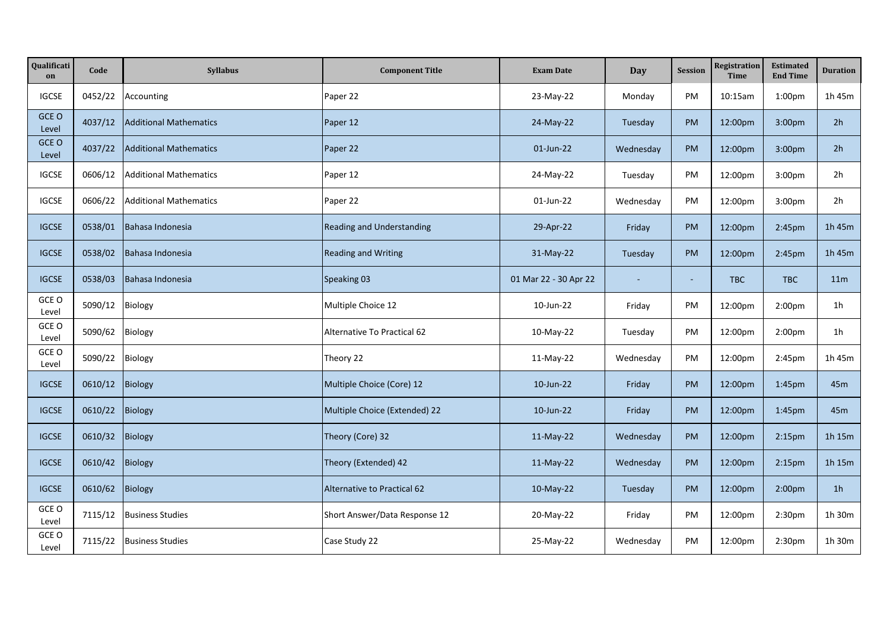| Qualification | Code | Syllabus | Component Title | Exam Date | Day | Session | Registration Time | Estimated End Time | Duration |
|---|---|---|---|---|---|---|---|---|---|
| IGCSE | 0452/22 | Accounting | Paper 22 | 23-May-22 | Monday | PM | 10:15am | 1:00pm | 1h 45m |
| GCE O Level | 4037/12 | Additional Mathematics | Paper 12 | 24-May-22 | Tuesday | PM | 12:00pm | 3:00pm | 2h |
| GCE O Level | 4037/22 | Additional Mathematics | Paper 22 | 01-Jun-22 | Wednesday | PM | 12:00pm | 3:00pm | 2h |
| IGCSE | 0606/12 | Additional Mathematics | Paper 12 | 24-May-22 | Tuesday | PM | 12:00pm | 3:00pm | 2h |
| IGCSE | 0606/22 | Additional Mathematics | Paper 22 | 01-Jun-22 | Wednesday | PM | 12:00pm | 3:00pm | 2h |
| IGCSE | 0538/01 | Bahasa Indonesia | Reading and Understanding | 29-Apr-22 | Friday | PM | 12:00pm | 2:45pm | 1h 45m |
| IGCSE | 0538/02 | Bahasa Indonesia | Reading and Writing | 31-May-22 | Tuesday | PM | 12:00pm | 2:45pm | 1h 45m |
| IGCSE | 0538/03 | Bahasa Indonesia | Speaking 03 | 01 Mar 22 - 30 Apr 22 | - | - | TBC | TBC | 11m |
| GCE O Level | 5090/12 | Biology | Multiple Choice 12 | 10-Jun-22 | Friday | PM | 12:00pm | 2:00pm | 1h |
| GCE O Level | 5090/62 | Biology | Alternative To Practical 62 | 10-May-22 | Tuesday | PM | 12:00pm | 2:00pm | 1h |
| GCE O Level | 5090/22 | Biology | Theory 22 | 11-May-22 | Wednesday | PM | 12:00pm | 2:45pm | 1h 45m |
| IGCSE | 0610/12 | Biology | Multiple Choice (Core) 12 | 10-Jun-22 | Friday | PM | 12:00pm | 1:45pm | 45m |
| IGCSE | 0610/22 | Biology | Multiple Choice (Extended) 22 | 10-Jun-22 | Friday | PM | 12:00pm | 1:45pm | 45m |
| IGCSE | 0610/32 | Biology | Theory (Core) 32 | 11-May-22 | Wednesday | PM | 12:00pm | 2:15pm | 1h 15m |
| IGCSE | 0610/42 | Biology | Theory (Extended) 42 | 11-May-22 | Wednesday | PM | 12:00pm | 2:15pm | 1h 15m |
| IGCSE | 0610/62 | Biology | Alternative to Practical 62 | 10-May-22 | Tuesday | PM | 12:00pm | 2:00pm | 1h |
| GCE O Level | 7115/12 | Business Studies | Short Answer/Data Response 12 | 20-May-22 | Friday | PM | 12:00pm | 2:30pm | 1h 30m |
| GCE O Level | 7115/22 | Business Studies | Case Study 22 | 25-May-22 | Wednesday | PM | 12:00pm | 2:30pm | 1h 30m |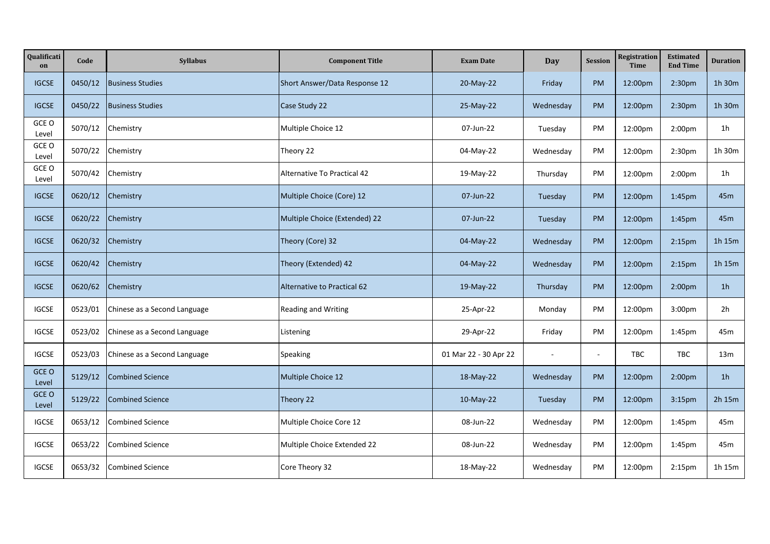| Qualification | Code | Syllabus | Component Title | Exam Date | Day | Session | Registration Time | Estimated End Time | Duration |
|---|---|---|---|---|---|---|---|---|---|
| IGCSE | 0450/12 | Business Studies | Short Answer/Data Response 12 | 20-May-22 | Friday | PM | 12:00pm | 2:30pm | 1h 30m |
| IGCSE | 0450/22 | Business Studies | Case Study 22 | 25-May-22 | Wednesday | PM | 12:00pm | 2:30pm | 1h 30m |
| GCE O Level | 5070/12 | Chemistry | Multiple Choice 12 | 07-Jun-22 | Tuesday | PM | 12:00pm | 2:00pm | 1h |
| GCE O Level | 5070/22 | Chemistry | Theory 22 | 04-May-22 | Wednesday | PM | 12:00pm | 2:30pm | 1h 30m |
| GCE O Level | 5070/42 | Chemistry | Alternative To Practical 42 | 19-May-22 | Thursday | PM | 12:00pm | 2:00pm | 1h |
| IGCSE | 0620/12 | Chemistry | Multiple Choice (Core) 12 | 07-Jun-22 | Tuesday | PM | 12:00pm | 1:45pm | 45m |
| IGCSE | 0620/22 | Chemistry | Multiple Choice (Extended) 22 | 07-Jun-22 | Tuesday | PM | 12:00pm | 1:45pm | 45m |
| IGCSE | 0620/32 | Chemistry | Theory (Core) 32 | 04-May-22 | Wednesday | PM | 12:00pm | 2:15pm | 1h 15m |
| IGCSE | 0620/42 | Chemistry | Theory (Extended) 42 | 04-May-22 | Wednesday | PM | 12:00pm | 2:15pm | 1h 15m |
| IGCSE | 0620/62 | Chemistry | Alternative to Practical 62 | 19-May-22 | Thursday | PM | 12:00pm | 2:00pm | 1h |
| IGCSE | 0523/01 | Chinese as a Second Language | Reading and Writing | 25-Apr-22 | Monday | PM | 12:00pm | 3:00pm | 2h |
| IGCSE | 0523/02 | Chinese as a Second Language | Listening | 29-Apr-22 | Friday | PM | 12:00pm | 1:45pm | 45m |
| IGCSE | 0523/03 | Chinese as a Second Language | Speaking | 01 Mar 22 - 30 Apr 22 | - | - | TBC | TBC | 13m |
| GCE O Level | 5129/12 | Combined Science | Multiple Choice 12 | 18-May-22 | Wednesday | PM | 12:00pm | 2:00pm | 1h |
| GCE O Level | 5129/22 | Combined Science | Theory 22 | 10-May-22 | Tuesday | PM | 12:00pm | 3:15pm | 2h 15m |
| IGCSE | 0653/12 | Combined Science | Multiple Choice Core 12 | 08-Jun-22 | Wednesday | PM | 12:00pm | 1:45pm | 45m |
| IGCSE | 0653/22 | Combined Science | Multiple Choice Extended 22 | 08-Jun-22 | Wednesday | PM | 12:00pm | 1:45pm | 45m |
| IGCSE | 0653/32 | Combined Science | Core Theory 32 | 18-May-22 | Wednesday | PM | 12:00pm | 2:15pm | 1h 15m |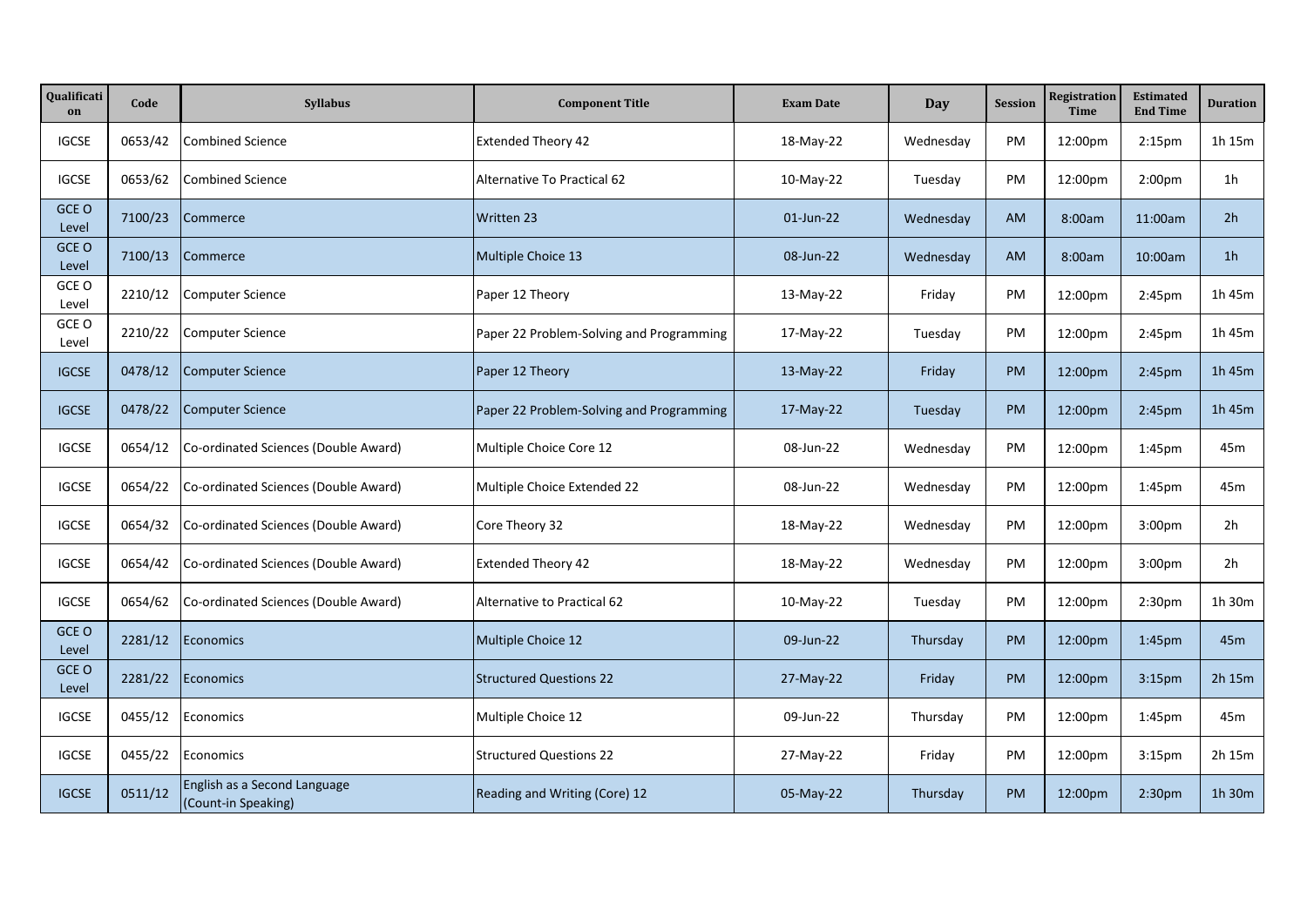| Qualification | Code | Syllabus | Component Title | Exam Date | Day | Session | Registration Time | Estimated End Time | Duration |
| --- | --- | --- | --- | --- | --- | --- | --- | --- | --- |
| IGCSE | 0653/42 | Combined Science | Extended Theory 42 | 18-May-22 | Wednesday | PM | 12:00pm | 2:15pm | 1h 15m |
| IGCSE | 0653/62 | Combined Science | Alternative To Practical 62 | 10-May-22 | Tuesday | PM | 12:00pm | 2:00pm | 1h |
| GCE O Level | 7100/23 | Commerce | Written 23 | 01-Jun-22 | Wednesday | AM | 8:00am | 11:00am | 2h |
| GCE O Level | 7100/13 | Commerce | Multiple Choice 13 | 08-Jun-22 | Wednesday | AM | 8:00am | 10:00am | 1h |
| GCE O Level | 2210/12 | Computer Science | Paper 12 Theory | 13-May-22 | Friday | PM | 12:00pm | 2:45pm | 1h 45m |
| GCE O Level | 2210/22 | Computer Science | Paper 22 Problem-Solving and Programming | 17-May-22 | Tuesday | PM | 12:00pm | 2:45pm | 1h 45m |
| IGCSE | 0478/12 | Computer Science | Paper 12 Theory | 13-May-22 | Friday | PM | 12:00pm | 2:45pm | 1h 45m |
| IGCSE | 0478/22 | Computer Science | Paper 22 Problem-Solving and Programming | 17-May-22 | Tuesday | PM | 12:00pm | 2:45pm | 1h 45m |
| IGCSE | 0654/12 | Co-ordinated Sciences (Double Award) | Multiple Choice Core 12 | 08-Jun-22 | Wednesday | PM | 12:00pm | 1:45pm | 45m |
| IGCSE | 0654/22 | Co-ordinated Sciences (Double Award) | Multiple Choice Extended 22 | 08-Jun-22 | Wednesday | PM | 12:00pm | 1:45pm | 45m |
| IGCSE | 0654/32 | Co-ordinated Sciences (Double Award) | Core Theory 32 | 18-May-22 | Wednesday | PM | 12:00pm | 3:00pm | 2h |
| IGCSE | 0654/42 | Co-ordinated Sciences (Double Award) | Extended Theory 42 | 18-May-22 | Wednesday | PM | 12:00pm | 3:00pm | 2h |
| IGCSE | 0654/62 | Co-ordinated Sciences (Double Award) | Alternative to Practical 62 | 10-May-22 | Tuesday | PM | 12:00pm | 2:30pm | 1h 30m |
| GCE O Level | 2281/12 | Economics | Multiple Choice 12 | 09-Jun-22 | Thursday | PM | 12:00pm | 1:45pm | 45m |
| GCE O Level | 2281/22 | Economics | Structured Questions 22 | 27-May-22 | Friday | PM | 12:00pm | 3:15pm | 2h 15m |
| IGCSE | 0455/12 | Economics | Multiple Choice 12 | 09-Jun-22 | Thursday | PM | 12:00pm | 1:45pm | 45m |
| IGCSE | 0455/22 | Economics | Structured Questions 22 | 27-May-22 | Friday | PM | 12:00pm | 3:15pm | 2h 15m |
| IGCSE | 0511/12 | English as a Second Language (Count-in Speaking) | Reading and Writing (Core) 12 | 05-May-22 | Thursday | PM | 12:00pm | 2:30pm | 1h 30m |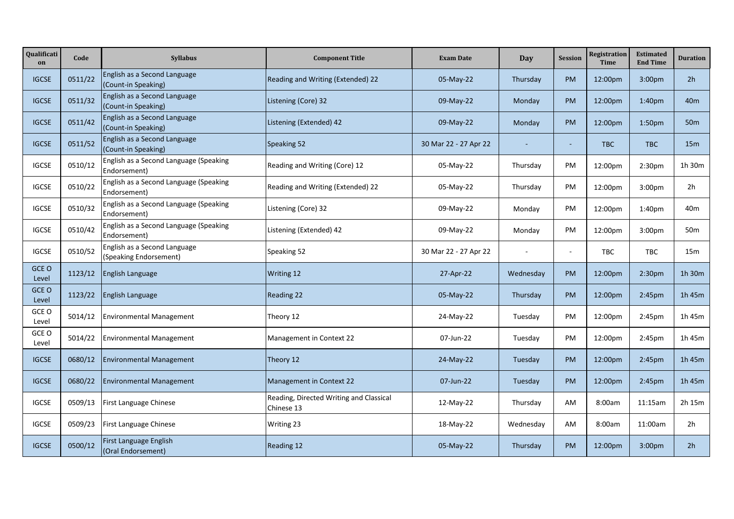| Qualification | Code | Syllabus | Component Title | Exam Date | Day | Session | Registration Time | Estimated End Time | Duration |
|---|---|---|---|---|---|---|---|---|---|
| IGCSE | 0511/22 | English as a Second Language (Count-in Speaking) | Reading and Writing (Extended) 22 | 05-May-22 | Thursday | PM | 12:00pm | 3:00pm | 2h |
| IGCSE | 0511/32 | English as a Second Language (Count-in Speaking) | Listening (Core) 32 | 09-May-22 | Monday | PM | 12:00pm | 1:40pm | 40m |
| IGCSE | 0511/42 | English as a Second Language (Count-in Speaking) | Listening (Extended) 42 | 09-May-22 | Monday | PM | 12:00pm | 1:50pm | 50m |
| IGCSE | 0511/52 | English as a Second Language (Count-in Speaking) | Speaking 52 | 30 Mar 22 - 27 Apr 22 | - | - | TBC | TBC | 15m |
| IGCSE | 0510/12 | English as a Second Language (Speaking Endorsement) | Reading and Writing (Core) 12 | 05-May-22 | Thursday | PM | 12:00pm | 2:30pm | 1h 30m |
| IGCSE | 0510/22 | English as a Second Language (Speaking Endorsement) | Reading and Writing (Extended) 22 | 05-May-22 | Thursday | PM | 12:00pm | 3:00pm | 2h |
| IGCSE | 0510/32 | English as a Second Language (Speaking Endorsement) | Listening (Core) 32 | 09-May-22 | Monday | PM | 12:00pm | 1:40pm | 40m |
| IGCSE | 0510/42 | English as a Second Language (Speaking Endorsement) | Listening (Extended) 42 | 09-May-22 | Monday | PM | 12:00pm | 3:00pm | 50m |
| IGCSE | 0510/52 | English as a Second Language (Speaking Endorsement) | Speaking 52 | 30 Mar 22 - 27 Apr 22 | - | - | TBC | TBC | 15m |
| GCE O Level | 1123/12 | English Language | Writing 12 | 27-Apr-22 | Wednesday | PM | 12:00pm | 2:30pm | 1h 30m |
| GCE O Level | 1123/22 | English Language | Reading 22 | 05-May-22 | Thursday | PM | 12:00pm | 2:45pm | 1h 45m |
| GCE O Level | 5014/12 | Environmental Management | Theory 12 | 24-May-22 | Tuesday | PM | 12:00pm | 2:45pm | 1h 45m |
| GCE O Level | 5014/22 | Environmental Management | Management in Context 22 | 07-Jun-22 | Tuesday | PM | 12:00pm | 2:45pm | 1h 45m |
| IGCSE | 0680/12 | Environmental Management | Theory 12 | 24-May-22 | Tuesday | PM | 12:00pm | 2:45pm | 1h 45m |
| IGCSE | 0680/22 | Environmental Management | Management in Context 22 | 07-Jun-22 | Tuesday | PM | 12:00pm | 2:45pm | 1h 45m |
| IGCSE | 0509/13 | First Language Chinese | Reading, Directed Writing and Classical Chinese 13 | 12-May-22 | Thursday | AM | 8:00am | 11:15am | 2h 15m |
| IGCSE | 0509/23 | First Language Chinese | Writing 23 | 18-May-22 | Wednesday | AM | 8:00am | 11:00am | 2h |
| IGCSE | 0500/12 | First Language English (Oral Endorsement) | Reading 12 | 05-May-22 | Thursday | PM | 12:00pm | 3:00pm | 2h |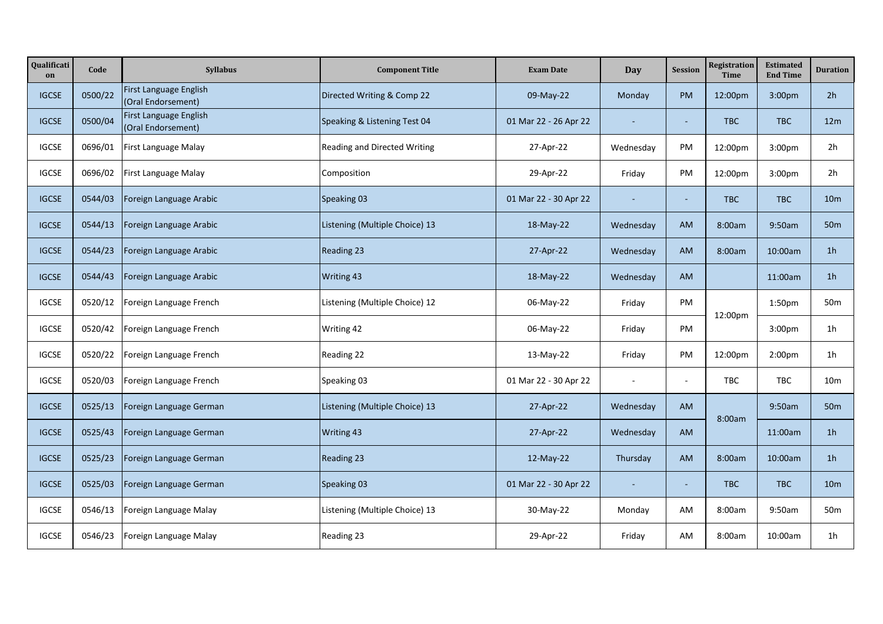| Qualification | Code | Syllabus | Component Title | Exam Date | Day | Session | Registration Time | Estimated End Time | Duration |
|---|---|---|---|---|---|---|---|---|---|
| IGCSE | 0500/22 | First Language English (Oral Endorsement) | Directed Writing & Comp 22 | 09-May-22 | Monday | PM | 12:00pm | 3:00pm | 2h |
| IGCSE | 0500/04 | First Language English (Oral Endorsement) | Speaking & Listening Test 04 | 01 Mar 22 - 26 Apr 22 | - | - | TBC | TBC | 12m |
| IGCSE | 0696/01 | First Language Malay | Reading and Directed Writing | 27-Apr-22 | Wednesday | PM | 12:00pm | 3:00pm | 2h |
| IGCSE | 0696/02 | First Language Malay | Composition | 29-Apr-22 | Friday | PM | 12:00pm | 3:00pm | 2h |
| IGCSE | 0544/03 | Foreign Language Arabic | Speaking 03 | 01 Mar 22 - 30 Apr 22 | - | - | TBC | TBC | 10m |
| IGCSE | 0544/13 | Foreign Language Arabic | Listening (Multiple Choice) 13 | 18-May-22 | Wednesday | AM | 8:00am | 9:50am | 50m |
| IGCSE | 0544/23 | Foreign Language Arabic | Reading 23 | 27-Apr-22 | Wednesday | AM | 8:00am | 10:00am | 1h |
| IGCSE | 0544/43 | Foreign Language Arabic | Writing 43 | 18-May-22 | Wednesday | AM | | 11:00am | 1h |
| IGCSE | 0520/12 | Foreign Language French | Listening (Multiple Choice) 12 | 06-May-22 | Friday | PM | 12:00pm | 1:50pm | 50m |
| IGCSE | 0520/42 | Foreign Language French | Writing 42 | 06-May-22 | Friday | PM | | 3:00pm | 1h |
| IGCSE | 0520/22 | Foreign Language French | Reading 22 | 13-May-22 | Friday | PM | 12:00pm | 2:00pm | 1h |
| IGCSE | 0520/03 | Foreign Language French | Speaking 03 | 01 Mar 22 - 30 Apr 22 | - | - | TBC | TBC | 10m |
| IGCSE | 0525/13 | Foreign Language German | Listening (Multiple Choice) 13 | 27-Apr-22 | Wednesday | AM | 8:00am | 9:50am | 50m |
| IGCSE | 0525/43 | Foreign Language German | Writing 43 | 27-Apr-22 | Wednesday | AM | | 11:00am | 1h |
| IGCSE | 0525/23 | Foreign Language German | Reading 23 | 12-May-22 | Thursday | AM | 8:00am | 10:00am | 1h |
| IGCSE | 0525/03 | Foreign Language German | Speaking 03 | 01 Mar 22 - 30 Apr 22 | - | - | TBC | TBC | 10m |
| IGCSE | 0546/13 | Foreign Language Malay | Listening (Multiple Choice) 13 | 30-May-22 | Monday | AM | 8:00am | 9:50am | 50m |
| IGCSE | 0546/23 | Foreign Language Malay | Reading 23 | 29-Apr-22 | Friday | AM | 8:00am | 10:00am | 1h |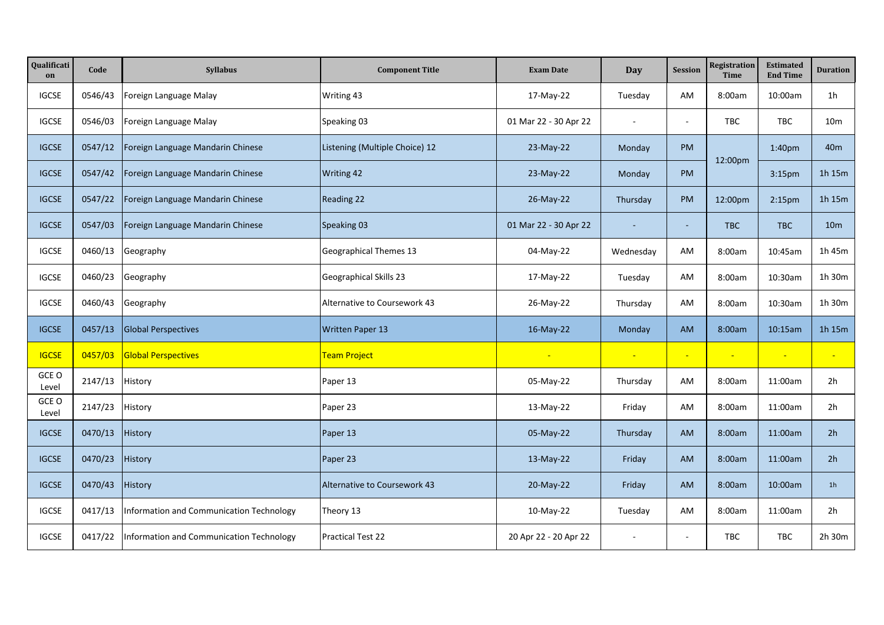| Qualification | Code | Syllabus | Component Title | Exam Date | Day | Session | Registration Time | Estimated End Time | Duration |
|---|---|---|---|---|---|---|---|---|---|
| IGCSE | 0546/43 | Foreign Language Malay | Writing 43 | 17-May-22 | Tuesday | AM | 8:00am | 10:00am | 1h |
| IGCSE | 0546/03 | Foreign Language Malay | Speaking 03 | 01 Mar 22 - 30 Apr 22 | - | - | TBC | TBC | 10m |
| IGCSE | 0547/12 | Foreign Language Mandarin Chinese | Listening (Multiple Choice) 12 | 23-May-22 | Monday | PM | 12:00pm | 1:40pm | 40m |
| IGCSE | 0547/42 | Foreign Language Mandarin Chinese | Writing 42 | 23-May-22 | Monday | PM | | 3:15pm | 1h 15m |
| IGCSE | 0547/22 | Foreign Language Mandarin Chinese | Reading 22 | 26-May-22 | Thursday | PM | 12:00pm | 2:15pm | 1h 15m |
| IGCSE | 0547/03 | Foreign Language Mandarin Chinese | Speaking 03 | 01 Mar 22 - 30 Apr 22 | - | - | TBC | TBC | 10m |
| IGCSE | 0460/13 | Geography | Geographical Themes 13 | 04-May-22 | Wednesday | AM | 8:00am | 10:45am | 1h 45m |
| IGCSE | 0460/23 | Geography | Geographical Skills 23 | 17-May-22 | Tuesday | AM | 8:00am | 10:30am | 1h 30m |
| IGCSE | 0460/43 | Geography | Alternative to Coursework 43 | 26-May-22 | Thursday | AM | 8:00am | 10:30am | 1h 30m |
| IGCSE | 0457/13 | Global Perspectives | Written Paper 13 | 16-May-22 | Monday | AM | 8:00am | 10:15am | 1h 15m |
| IGCSE | 0457/03 | Global Perspectives | Team Project | - | - | - | - | - | - |
| GCE O Level | 2147/13 | History | Paper 13 | 05-May-22 | Thursday | AM | 8:00am | 11:00am | 2h |
| GCE O Level | 2147/23 | History | Paper 23 | 13-May-22 | Friday | AM | 8:00am | 11:00am | 2h |
| IGCSE | 0470/13 | History | Paper 13 | 05-May-22 | Thursday | AM | 8:00am | 11:00am | 2h |
| IGCSE | 0470/23 | History | Paper 23 | 13-May-22 | Friday | AM | 8:00am | 11:00am | 2h |
| IGCSE | 0470/43 | History | Alternative to Coursework 43 | 20-May-22 | Friday | AM | 8:00am | 10:00am | 1h |
| IGCSE | 0417/13 | Information and Communication Technology | Theory 13 | 10-May-22 | Tuesday | AM | 8:00am | 11:00am | 2h |
| IGCSE | 0417/22 | Information and Communication Technology | Practical Test 22 | 20 Apr 22 - 20 Apr 22 | - | - | TBC | TBC | 2h 30m |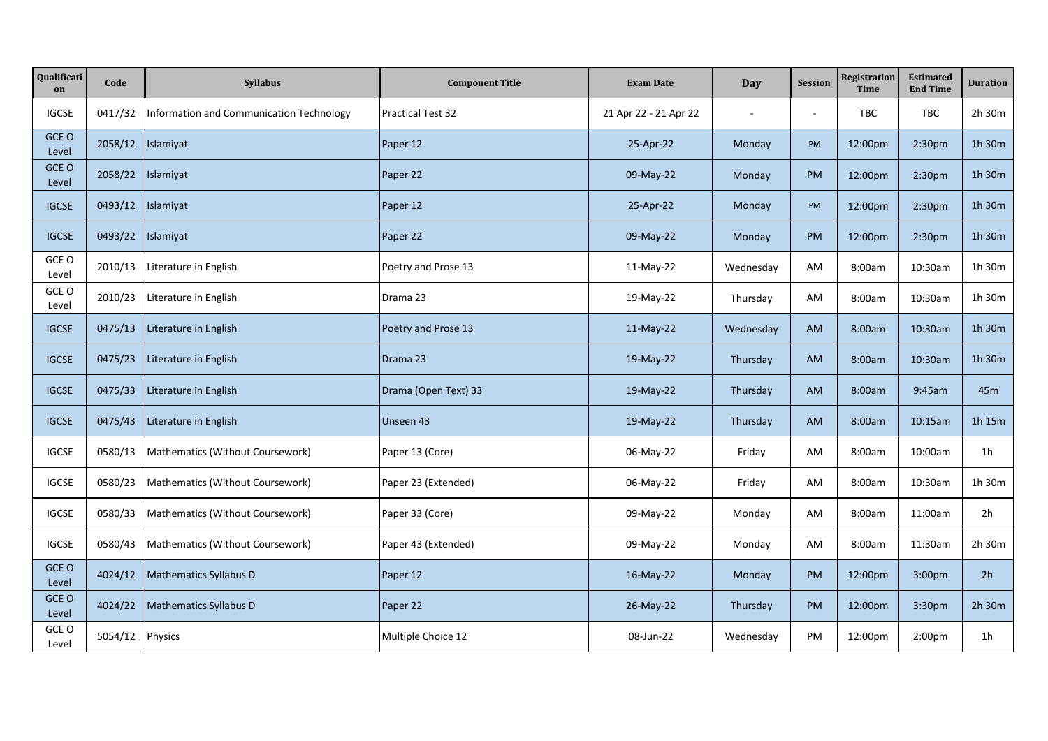| Qualification | Code | Syllabus | Component Title | Exam Date | Day | Session | Registration Time | Estimated End Time | Duration |
|---|---|---|---|---|---|---|---|---|---|
| IGCSE | 0417/32 | Information and Communication Technology | Practical Test 32 | 21 Apr 22 - 21 Apr 22 | - | - | TBC | TBC | 2h 30m |
| GCE O Level | 2058/12 | Islamiyat | Paper 12 | 25-Apr-22 | Monday | PM | 12:00pm | 2:30pm | 1h 30m |
| GCE O Level | 2058/22 | Islamiyat | Paper 22 | 09-May-22 | Monday | PM | 12:00pm | 2:30pm | 1h 30m |
| IGCSE | 0493/12 | Islamiyat | Paper 12 | 25-Apr-22 | Monday | PM | 12:00pm | 2:30pm | 1h 30m |
| IGCSE | 0493/22 | Islamiyat | Paper 22 | 09-May-22 | Monday | PM | 12:00pm | 2:30pm | 1h 30m |
| GCE O Level | 2010/13 | Literature in English | Poetry and Prose 13 | 11-May-22 | Wednesday | AM | 8:00am | 10:30am | 1h 30m |
| GCE O Level | 2010/23 | Literature in English | Drama 23 | 19-May-22 | Thursday | AM | 8:00am | 10:30am | 1h 30m |
| IGCSE | 0475/13 | Literature in English | Poetry and Prose 13 | 11-May-22 | Wednesday | AM | 8:00am | 10:30am | 1h 30m |
| IGCSE | 0475/23 | Literature in English | Drama 23 | 19-May-22 | Thursday | AM | 8:00am | 10:30am | 1h 30m |
| IGCSE | 0475/33 | Literature in English | Drama (Open Text) 33 | 19-May-22 | Thursday | AM | 8:00am | 9:45am | 45m |
| IGCSE | 0475/43 | Literature in English | Unseen 43 | 19-May-22 | Thursday | AM | 8:00am | 10:15am | 1h 15m |
| IGCSE | 0580/13 | Mathematics (Without Coursework) | Paper 13 (Core) | 06-May-22 | Friday | AM | 8:00am | 10:00am | 1h |
| IGCSE | 0580/23 | Mathematics (Without Coursework) | Paper 23 (Extended) | 06-May-22 | Friday | AM | 8:00am | 10:30am | 1h 30m |
| IGCSE | 0580/33 | Mathematics (Without Coursework) | Paper 33 (Core) | 09-May-22 | Monday | AM | 8:00am | 11:00am | 2h |
| IGCSE | 0580/43 | Mathematics (Without Coursework) | Paper 43 (Extended) | 09-May-22 | Monday | AM | 8:00am | 11:30am | 2h 30m |
| GCE O Level | 4024/12 | Mathematics Syllabus D | Paper 12 | 16-May-22 | Monday | PM | 12:00pm | 3:00pm | 2h |
| GCE O Level | 4024/22 | Mathematics Syllabus D | Paper 22 | 26-May-22 | Thursday | PM | 12:00pm | 3:30pm | 2h 30m |
| GCE O Level | 5054/12 | Physics | Multiple Choice 12 | 08-Jun-22 | Wednesday | PM | 12:00pm | 2:00pm | 1h |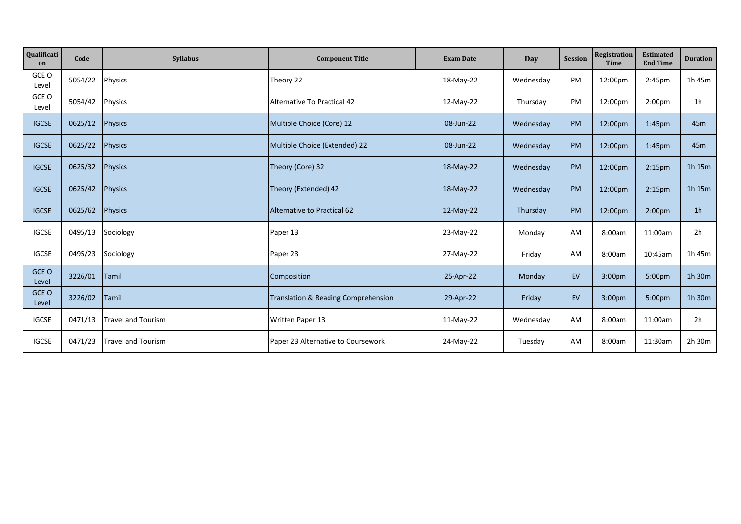| Qualification | Code | Syllabus | Component Title | Exam Date | Day | Session | Registration Time | Estimated End Time | Duration |
|---|---|---|---|---|---|---|---|---|---|
| GCE O Level | 5054/22 | Physics | Theory 22 | 18-May-22 | Wednesday | PM | 12:00pm | 2:45pm | 1h 45m |
| GCE O Level | 5054/42 | Physics | Alternative To Practical 42 | 12-May-22 | Thursday | PM | 12:00pm | 2:00pm | 1h |
| IGCSE | 0625/12 | Physics | Multiple Choice (Core) 12 | 08-Jun-22 | Wednesday | PM | 12:00pm | 1:45pm | 45m |
| IGCSE | 0625/22 | Physics | Multiple Choice (Extended) 22 | 08-Jun-22 | Wednesday | PM | 12:00pm | 1:45pm | 45m |
| IGCSE | 0625/32 | Physics | Theory (Core) 32 | 18-May-22 | Wednesday | PM | 12:00pm | 2:15pm | 1h 15m |
| IGCSE | 0625/42 | Physics | Theory (Extended) 42 | 18-May-22 | Wednesday | PM | 12:00pm | 2:15pm | 1h 15m |
| IGCSE | 0625/62 | Physics | Alternative to Practical 62 | 12-May-22 | Thursday | PM | 12:00pm | 2:00pm | 1h |
| IGCSE | 0495/13 | Sociology | Paper 13 | 23-May-22 | Monday | AM | 8:00am | 11:00am | 2h |
| IGCSE | 0495/23 | Sociology | Paper 23 | 27-May-22 | Friday | AM | 8:00am | 10:45am | 1h 45m |
| GCE O Level | 3226/01 | Tamil | Composition | 25-Apr-22 | Monday | EV | 3:00pm | 5:00pm | 1h 30m |
| GCE O Level | 3226/02 | Tamil | Translation & Reading Comprehension | 29-Apr-22 | Friday | EV | 3:00pm | 5:00pm | 1h 30m |
| IGCSE | 0471/13 | Travel and Tourism | Written Paper 13 | 11-May-22 | Wednesday | AM | 8:00am | 11:00am | 2h |
| IGCSE | 0471/23 | Travel and Tourism | Paper 23 Alternative to Coursework | 24-May-22 | Tuesday | AM | 8:00am | 11:30am | 2h 30m |